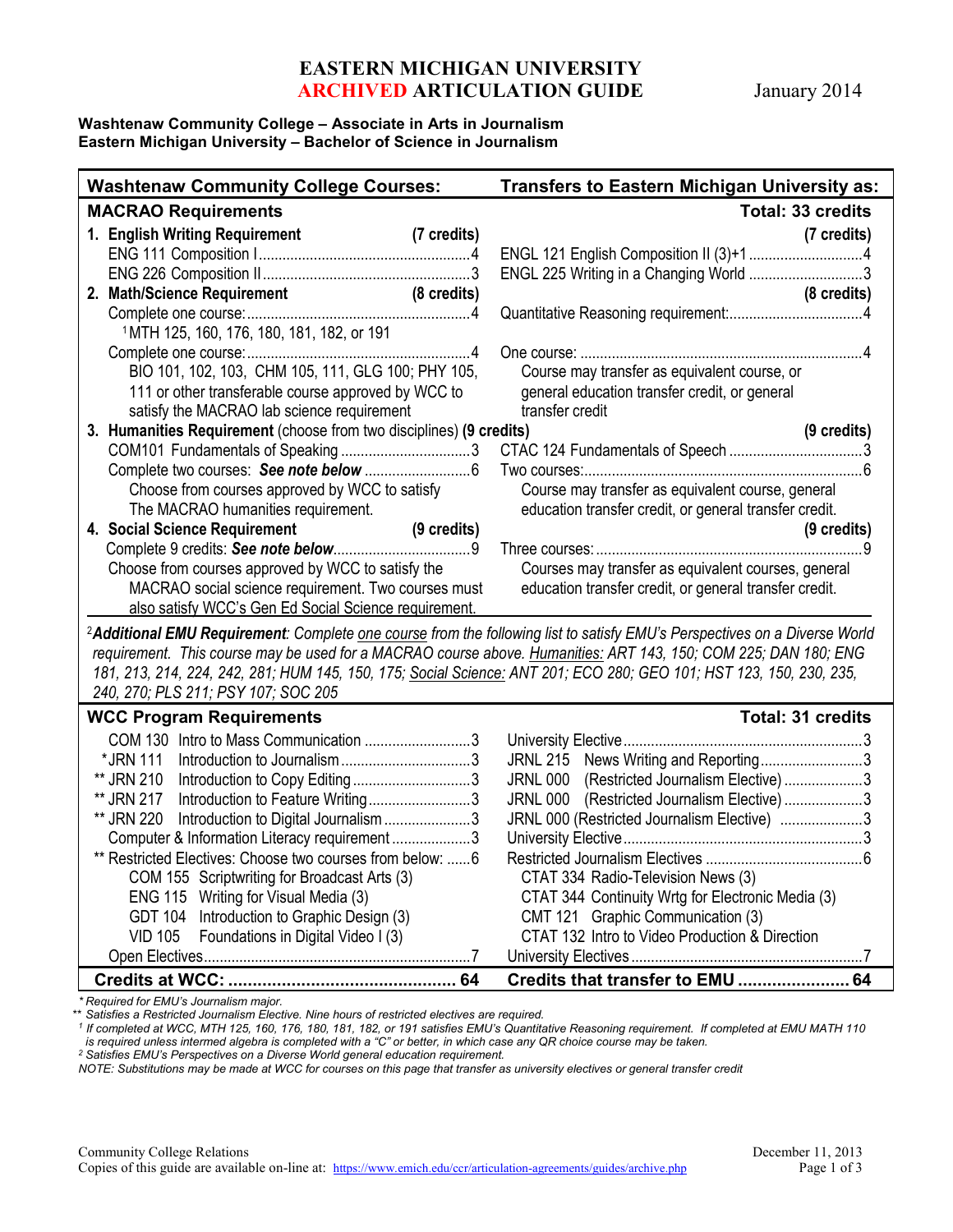# EASTERN MICHIGAN UNIVERSITY
## ARCHIVED ARTICULATION GUIDE

January 2014

**Washtenaw Community College – Associate in Arts in Journalism**
**Eastern Michigan University – Bachelor of Science in Journalism**

| Washtenaw Community College Courses: | Transfers to Eastern Michigan University as: |
|---|---|
| **MACRAO Requirements** | **Total: 33 credits** |
| **1. English Writing Requirement (7 credits)** | **(7 credits)** |
| ENG 111 Composition I ....4 | ENGL 121 English Composition II (3)+1 ....4 |
| ENG 226 Composition II ....3 | ENGL 225 Writing in a Changing World ....3 |
| **2. Math/Science Requirement (8 credits)** | **(8 credits)** |
| Complete one course: ....4<br>[1]MTH 125, 160, 176, 180, 181, 182, or 191 | Quantitative Reasoning requirement: ....4 |
| Complete one course: ....4<br>BIO 101, 102, 103, CHM 105, 111, GLG 100; PHY 105, 111 or other transferable course approved by WCC to satisfy the MACRAO lab science requirement | One course: ....4<br>Course may transfer as equivalent course, or general education transfer credit, or general transfer credit |
| **3. Humanities Requirement** (choose from two disciplines) **(9 credits)** | **(9 credits)** |
| COM101 Fundamentals of Speaking ....3 | CTAC 124 Fundamentals of Speech ....3 |
| Complete two courses: ***See note below*** ....6<br>Choose from courses approved by WCC to satisfy The MACRAO humanities requirement. | Two courses: ....6<br>Course may transfer as equivalent course, general education transfer credit, or general transfer credit. |
| **4. Social Science Requirement (9 credits)** | **(9 credits)** |
| Complete 9 credits: ***See note below*** ....9<br>Choose from courses approved by WCC to satisfy the MACRAO social science requirement. Two courses must also satisfy WCC's Gen Ed Social Science requirement. | Three courses: ....9<br>Courses may transfer as equivalent courses, general education transfer credit, or general transfer credit. |

[2]***Additional EMU Requirement**: Complete one course from the following list to satisfy EMU's Perspectives on a Diverse World requirement. This course may be used for a MACRAO course above. Humanities: ART 143, 150; COM 225; DAN 180; ENG 181, 213, 214, 224, 242, 281; HUM 145, 150, 175; Social Science: ANT 201; ECO 280; GEO 101; HST 123, 150, 230, 235, 240, 270; PLS 211; PSY 107; SOC 205*

| Washtenaw Community College Courses: | Transfers to Eastern Michigan University as: |
|---|---|
| **WCC Program Requirements** | **Total: 31 credits** |
| COM 130 Intro to Mass Communication ....3 | University Elective ....3 |
| *JRN 111 Introduction to Journalism ....3 | JRNL 215 News Writing and Reporting ....3 |
| ** JRN 210 Introduction to Copy Editing ....3 | JRNL 000 (Restricted Journalism Elective) ....3 |
| ** JRN 217 Introduction to Feature Writing ....3 | JRNL 000 (Restricted Journalism Elective) ....3 |
| ** JRN 220 Introduction to Digital Journalism ....3 | JRNL 000 (Restricted Journalism Elective) ....3 |
| Computer & Information Literacy requirement ....3 | University Elective ....3 |
| ** Restricted Electives: Choose two courses from below: ....6<br>COM 155 Scriptwriting for Broadcast Arts (3)<br>ENG 115 Writing for Visual Media (3)<br>GDT 104 Introduction to Graphic Design (3)<br>VID 105 Foundations in Digital Video I (3) | Restricted Journalism Electives ....6<br>CTAT 334 Radio-Television News (3)<br>CTAT 344 Continuity Wrtg for Electronic Media (3)<br>CMT 121 Graphic Communication (3)<br>CTAT 132 Intro to Video Production & Direction |
| Open Electives ....7 | University Electives ....7 |
| **Credits at WCC: .... 64** | **Credits that transfer to EMU .... 64** |

*\* Required for EMU's Journalism major.*
*\*\* Satisfies a Restricted Journalism Elective. Nine hours of restricted electives are required.*
*[1] If completed at WCC, MTH 125, 160, 176, 180, 181, 182, or 191 satisfies EMU's Quantitative Reasoning requirement. If completed at EMU MATH 110 is required unless intermed algebra is completed with a "C" or better, in which case any QR choice course may be taken.*
*[2] Satisfies EMU's Perspectives on a Diverse World general education requirement.*
*NOTE: Substitutions may be made at WCC for courses on this page that transfer as university electives or general transfer credit*

Community College Relations
Copies of this guide are available on-line at: https://www.emich.edu/ccr/articulation-agreements/guides/archive.php

December 11, 2013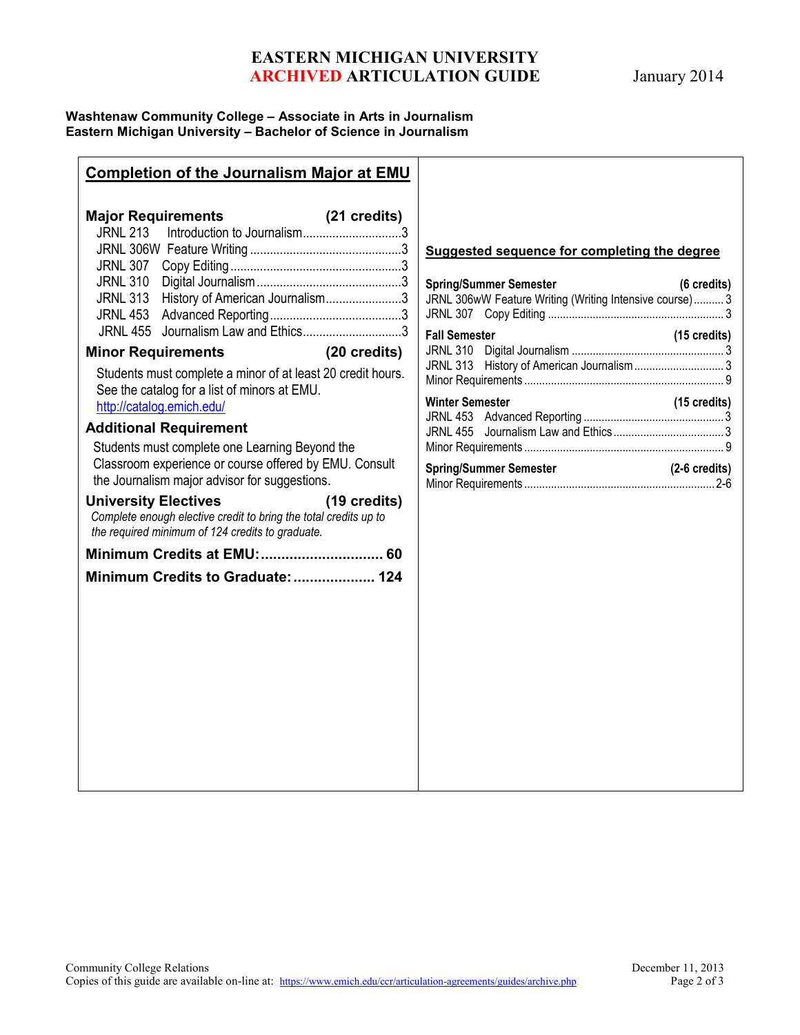# EASTERN MICHIGAN UNIVERSITY
# ARCHIVED ARTICULATION GUIDE

January 2014

**Washtenaw Community College – Associate in Arts in Journalism**
**Eastern Michigan University – Bachelor of Science in Journalism**

## Completion of the Journalism Major at EMU

### Major Requirements (21 credits)

- JRNL 213 Introduction to Journalism ..... 3
- JRNL 306W Feature Writing ..... 3
- JRNL 307 Copy Editing ..... 3
- JRNL 310 Digital Journalism ..... 3
- JRNL 313 History of American Journalism ..... 3
- JRNL 453 Advanced Reporting ..... 3
- JRNL 455 Journalism Law and Ethics ..... 3

### Minor Requirements (20 credits)

Students must complete a minor of at least 20 credit hours. See the catalog for a list of minors at EMU. http://catalog.emich.edu/

### Additional Requirement

Students must complete one Learning Beyond the Classroom experience or course offered by EMU. Consult the Journalism major advisor for suggestions.

### University Electives (19 credits)

*Complete enough elective credit to bring the total credits up to the required minimum of 124 credits to graduate.*

**Minimum Credits at EMU: ..... 60**

**Minimum Credits to Graduate: ..... 124**

## Suggested sequence for completing the degree

**Spring/Summer Semester (6 credits)**
- JRNL 306wW Feature Writing (Writing Intensive course) ..... 3
- JRNL 307 Copy Editing ..... 3

**Fall Semester (15 credits)**
- JRNL 310 Digital Journalism ..... 3
- JRNL 313 History of American Journalism ..... 3
- Minor Requirements ..... 9

**Winter Semester (15 credits)**
- JRNL 453 Advanced Reporting ..... 3
- JRNL 455 Journalism Law and Ethics ..... 3
- Minor Requirements ..... 9

**Spring/Summer Semester (2-6 credits)**
- Minor Requirements ..... 2-6

Community College Relations
Copies of this guide are available on-line at: https://www.emich.edu/ccr/articulation-agreements/guides/archive.php

December 11, 2013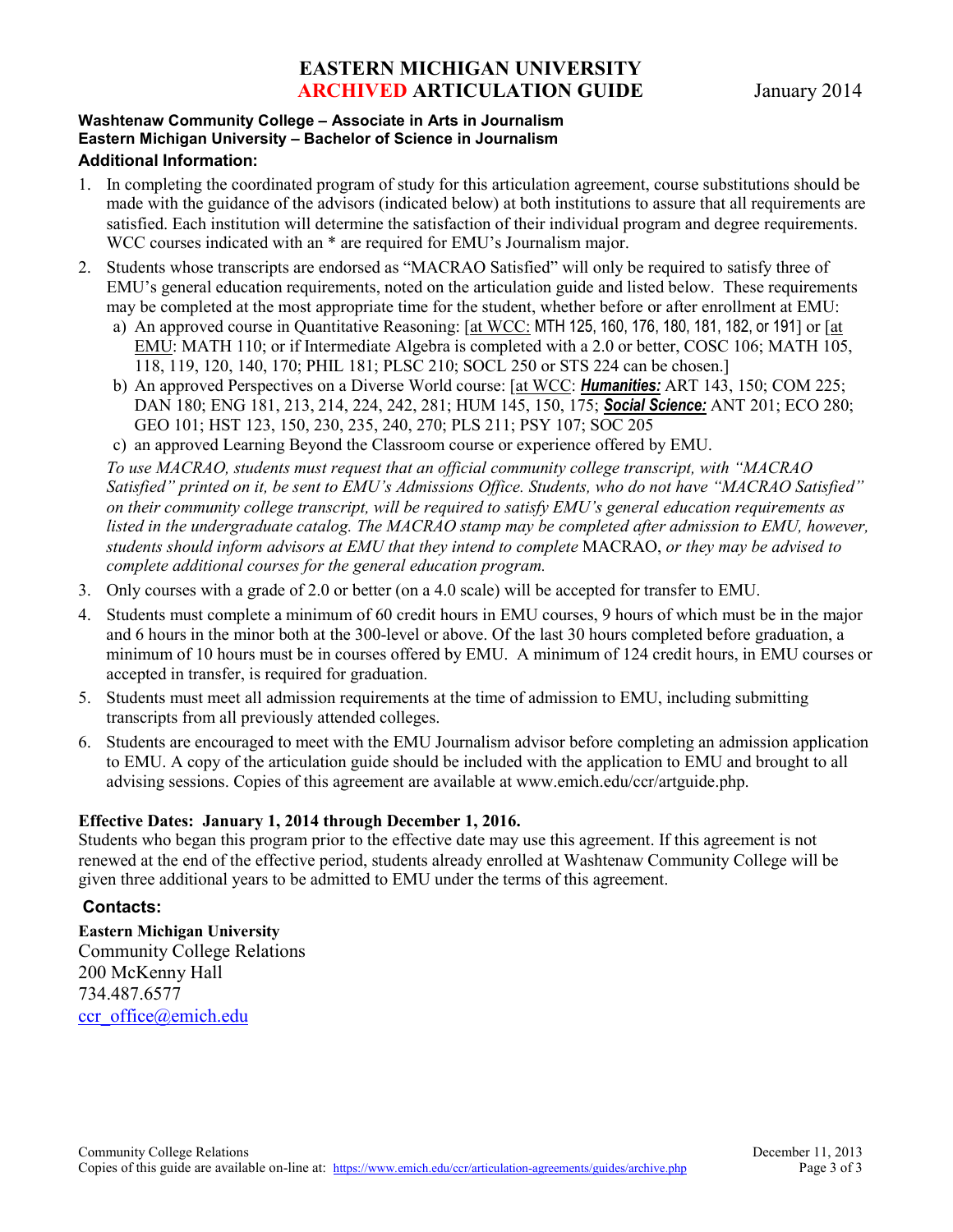# EASTERN MICHIGAN UNIVERSITY
# ARCHIVED ARTICULATION GUIDE

January 2014

**Washtenaw Community College – Associate in Arts in Journalism**
**Eastern Michigan University – Bachelor of Science in Journalism**

### Additional Information:

1. In completing the coordinated program of study for this articulation agreement, course substitutions should be made with the guidance of the advisors (indicated below) at both institutions to assure that all requirements are satisfied. Each institution will determine the satisfaction of their individual program and degree requirements. WCC courses indicated with an * are required for EMU's Journalism major.
2. Students whose transcripts are endorsed as "MACRAO Satisfied" will only be required to satisfy three of EMU's general education requirements, noted on the articulation guide and listed below. These requirements may be completed at the most appropriate time for the student, whether before or after enrollment at EMU:
   a) An approved course in Quantitative Reasoning: [at WCC: MTH 125, 160, 176, 180, 181, 182, or 191] or [at EMU: MATH 110; or if Intermediate Algebra is completed with a 2.0 or better, COSC 106; MATH 105, 118, 119, 120, 140, 170; PHIL 181; PLSC 210; SOCL 250 or STS 224 can be chosen.]
   b) An approved Perspectives on a Diverse World course: [at WCC: ***Humanities:*** ART 143, 150; COM 225; DAN 180; ENG 181, 213, 214, 224, 242, 281; HUM 145, 150, 175; ***Social Science:*** ANT 201; ECO 280; GEO 101; HST 123, 150, 230, 235, 240, 270; PLS 211; PSY 107; SOC 205
   c) an approved Learning Beyond the Classroom course or experience offered by EMU.

   *To use MACRAO, students must request that an official community college transcript, with "MACRAO Satisfied" printed on it, be sent to EMU's Admissions Office. Students, who do not have "MACRAO Satisfied" on their community college transcript, will be required to satisfy EMU's general education requirements as listed in the undergraduate catalog. The MACRAO stamp may be completed after admission to EMU, however, students should inform advisors at EMU that they intend to complete* MACRAO, *or they may be advised to complete additional courses for the general education program.*
3. Only courses with a grade of 2.0 or better (on a 4.0 scale) will be accepted for transfer to EMU.
4. Students must complete a minimum of 60 credit hours in EMU courses, 9 hours of which must be in the major and 6 hours in the minor both at the 300-level or above. Of the last 30 hours completed before graduation, a minimum of 10 hours must be in courses offered by EMU. A minimum of 124 credit hours, in EMU courses or accepted in transfer, is required for graduation.
5. Students must meet all admission requirements at the time of admission to EMU, including submitting transcripts from all previously attended colleges.
6. Students are encouraged to meet with the EMU Journalism advisor before completing an admission application to EMU. A copy of the articulation guide should be included with the application to EMU and brought to all advising sessions. Copies of this agreement are available at www.emich.edu/ccr/artguide.php.

**Effective Dates: January 1, 2014 through December 1, 2016.**
Students who began this program prior to the effective date may use this agreement. If this agreement is not renewed at the end of the effective period, students already enrolled at Washtenaw Community College will be given three additional years to be admitted to EMU under the terms of this agreement.

### Contacts:

**Eastern Michigan University**
Community College Relations
200 McKenny Hall
734.487.6577
ccr_office@emich.edu

Community College Relations
Copies of this guide are available on-line at: https://www.emich.edu/ccr/articulation-agreements/guides/archive.php

December 11, 2013